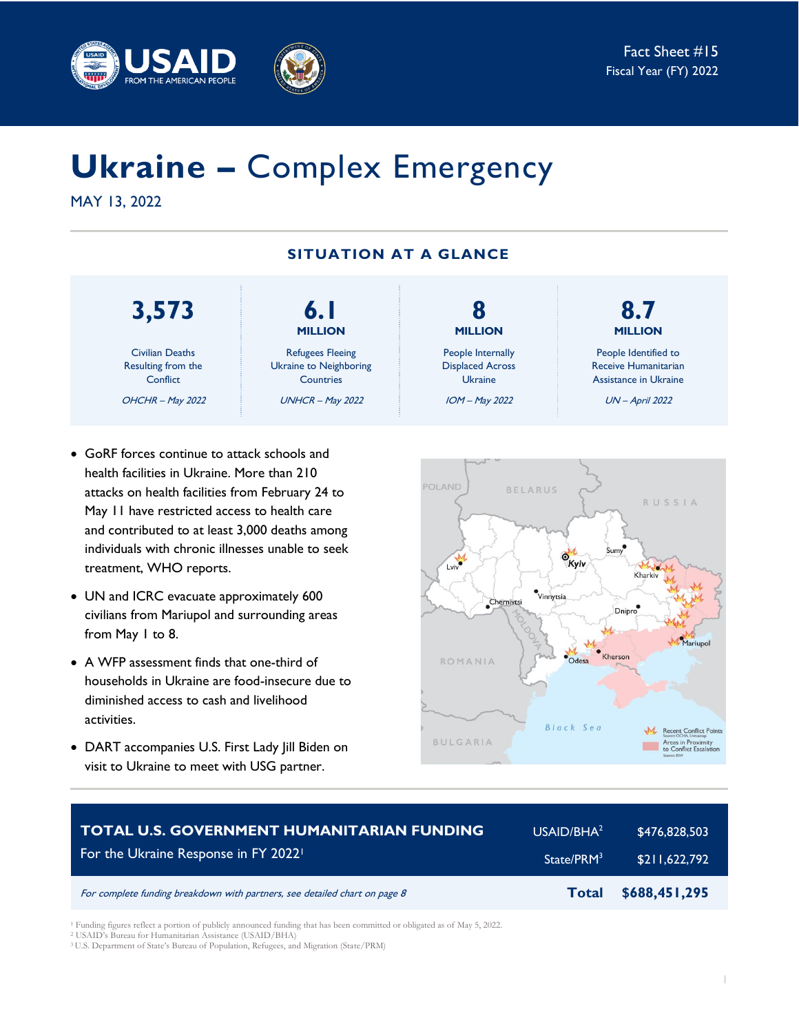Fact Sheet #15
Fiscal Year (FY) 2022

# Ukraine – Complex Emergency

MAY 13, 2022

## SITUATION AT A GLANCE

| 3,573 | 6.1 MILLION | 8 MILLION | 8.7 MILLION |
|---|---|---|---|
| Civilian Deaths Resulting from the Conflict | Refugees Fleeing Ukraine to Neighboring Countries | People Internally Displaced Across Ukraine | People Identified to Receive Humanitarian Assistance in Ukraine |
| *OHCHR – May 2022* | *UNHCR – May 2022* | *IOM – May 2022* | *UN – April 2022* |

- GoRF forces continue to attack schools and health facilities in Ukraine. More than 210 attacks on health facilities from February 24 to May 11 have restricted access to health care and contributed to at least 3,000 deaths among individuals with chronic illnesses unable to seek treatment, WHO reports.
- UN and ICRC evacuate approximately 600 civilians from Mariupol and surrounding areas from May 1 to 8.
- A WFP assessment finds that one-third of households in Ukraine are food-insecure due to diminished access to cash and livelihood activities.
- DART accompanies U.S. First Lady Jill Biden on visit to Ukraine to meet with USG partner.

| **TOTAL U.S. GOVERNMENT HUMANITARIAN FUNDING** For the Ukraine Response in FY 2022[1] | USAID/BHA[2] | $476,828,503 |
|---|---|---|
| | State/PRM[3] | $211,622,792 |
| *For complete funding breakdown with partners, see detailed chart on page 8* | **Total** | **$688,451,295** |

[1] Funding figures reflect a portion of publicly announced funding that has been committed or obligated as of May 5, 2022.
[2] USAID's Bureau for Humanitarian Assistance (USAID/BHA)
[3] U.S. Department of State's Bureau of Population, Refugees, and Migration (State/PRM)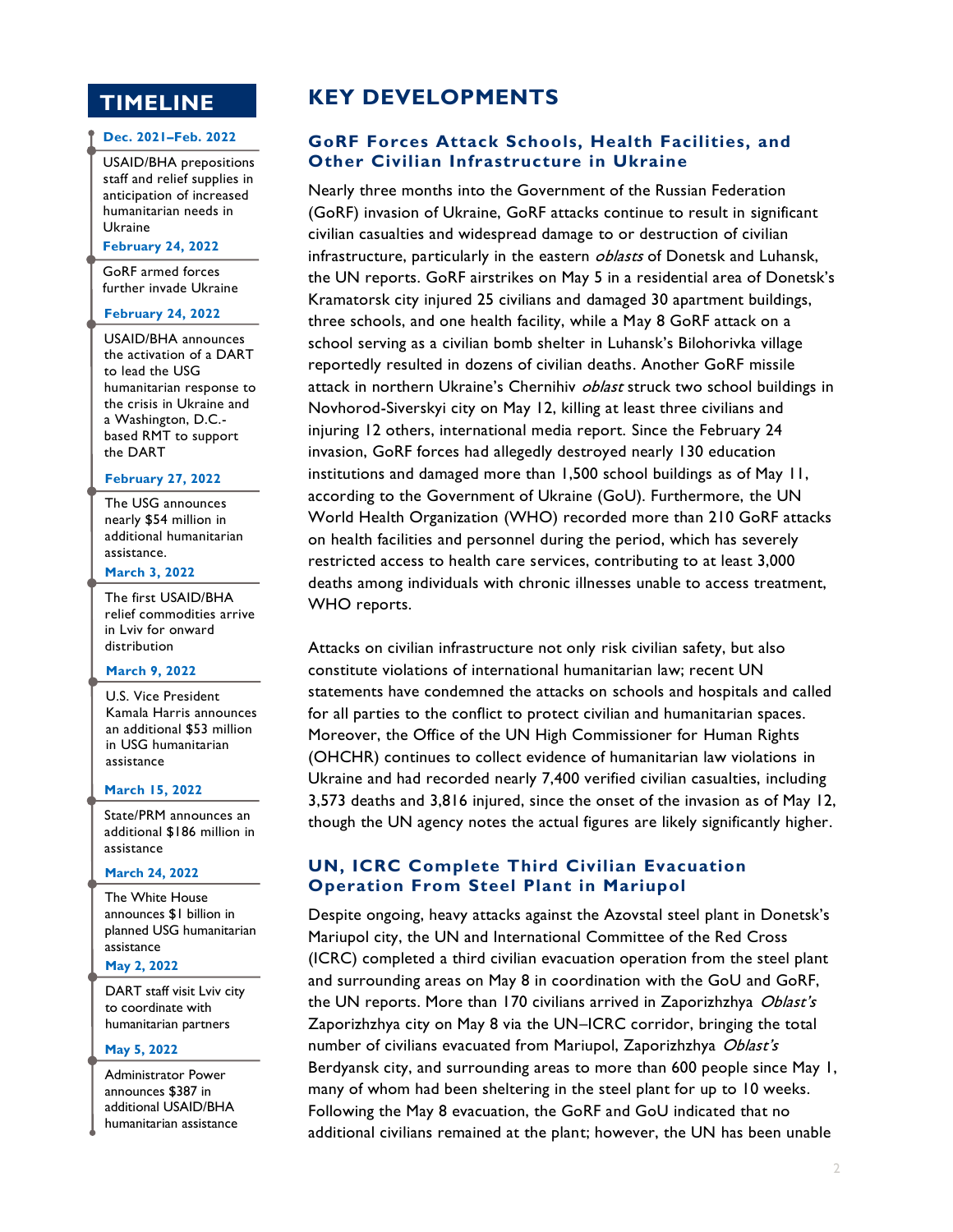## TIMELINE

**Dec. 2021–Feb. 2022**

USAID/BHA prepositions staff and relief supplies in anticipation of increased humanitarian needs in Ukraine

**February 24, 2022**

GoRF armed forces further invade Ukraine

**February 24, 2022**

USAID/BHA announces the activation of a DART to lead the USG humanitarian response to the crisis in Ukraine and a Washington, D.C.-based RMT to support the DART

**February 27, 2022**

The USG announces nearly $54 million in additional humanitarian assistance.

**March 3, 2022**

The first USAID/BHA relief commodities arrive in Lviv for onward distribution

**March 9, 2022**

U.S. Vice President Kamala Harris announces an additional $53 million in USG humanitarian assistance

**March 15, 2022**

State/PRM announces an additional $186 million in assistance

**March 24, 2022**

The White House announces $1 billion in planned USG humanitarian assistance

**May 2, 2022**

DART staff visit Lviv city to coordinate with humanitarian partners

**May 5, 2022**

Administrator Power announces $387 in additional USAID/BHA humanitarian assistance

# KEY DEVELOPMENTS

### GoRF Forces Attack Schools, Health Facilities, and Other Civilian Infrastructure in Ukraine

Nearly three months into the Government of the Russian Federation (GoRF) invasion of Ukraine, GoRF attacks continue to result in significant civilian casualties and widespread damage to or destruction of civilian infrastructure, particularly in the eastern *oblasts* of Donetsk and Luhansk, the UN reports. GoRF airstrikes on May 5 in a residential area of Donetsk's Kramatorsk city injured 25 civilians and damaged 30 apartment buildings, three schools, and one health facility, while a May 8 GoRF attack on a school serving as a civilian bomb shelter in Luhansk's Bilohorivka village reportedly resulted in dozens of civilian deaths. Another GoRF missile attack in northern Ukraine's Chernihiv *oblast* struck two school buildings in Novhorod-Siverskyi city on May 12, killing at least three civilians and injuring 12 others, international media report. Since the February 24 invasion, GoRF forces had allegedly destroyed nearly 130 education institutions and damaged more than 1,500 school buildings as of May 11, according to the Government of Ukraine (GoU). Furthermore, the UN World Health Organization (WHO) recorded more than 210 GoRF attacks on health facilities and personnel during the period, which has severely restricted access to health care services, contributing to at least 3,000 deaths among individuals with chronic illnesses unable to access treatment, WHO reports.

Attacks on civilian infrastructure not only risk civilian safety, but also constitute violations of international humanitarian law; recent UN statements have condemned the attacks on schools and hospitals and called for all parties to the conflict to protect civilian and humanitarian spaces. Moreover, the Office of the UN High Commissioner for Human Rights (OHCHR) continues to collect evidence of humanitarian law violations in Ukraine and had recorded nearly 7,400 verified civilian casualties, including 3,573 deaths and 3,816 injured, since the onset of the invasion as of May 12, though the UN agency notes the actual figures are likely significantly higher.

### UN, ICRC Complete Third Civilian Evacuation Operation From Steel Plant in Mariupol

Despite ongoing, heavy attacks against the Azovstal steel plant in Donetsk's Mariupol city, the UN and International Committee of the Red Cross (ICRC) completed a third civilian evacuation operation from the steel plant and surrounding areas on May 8 in coordination with the GoU and GoRF, the UN reports. More than 170 civilians arrived in Zaporizhzhya *Oblast's* Zaporizhzhya city on May 8 via the UN–ICRC corridor, bringing the total number of civilians evacuated from Mariupol, Zaporizhzhya *Oblast's* Berdyansk city, and surrounding areas to more than 600 people since May 1, many of whom had been sheltering in the steel plant for up to 10 weeks. Following the May 8 evacuation, the GoRF and GoU indicated that no additional civilians remained at the plant; however, the UN has been unable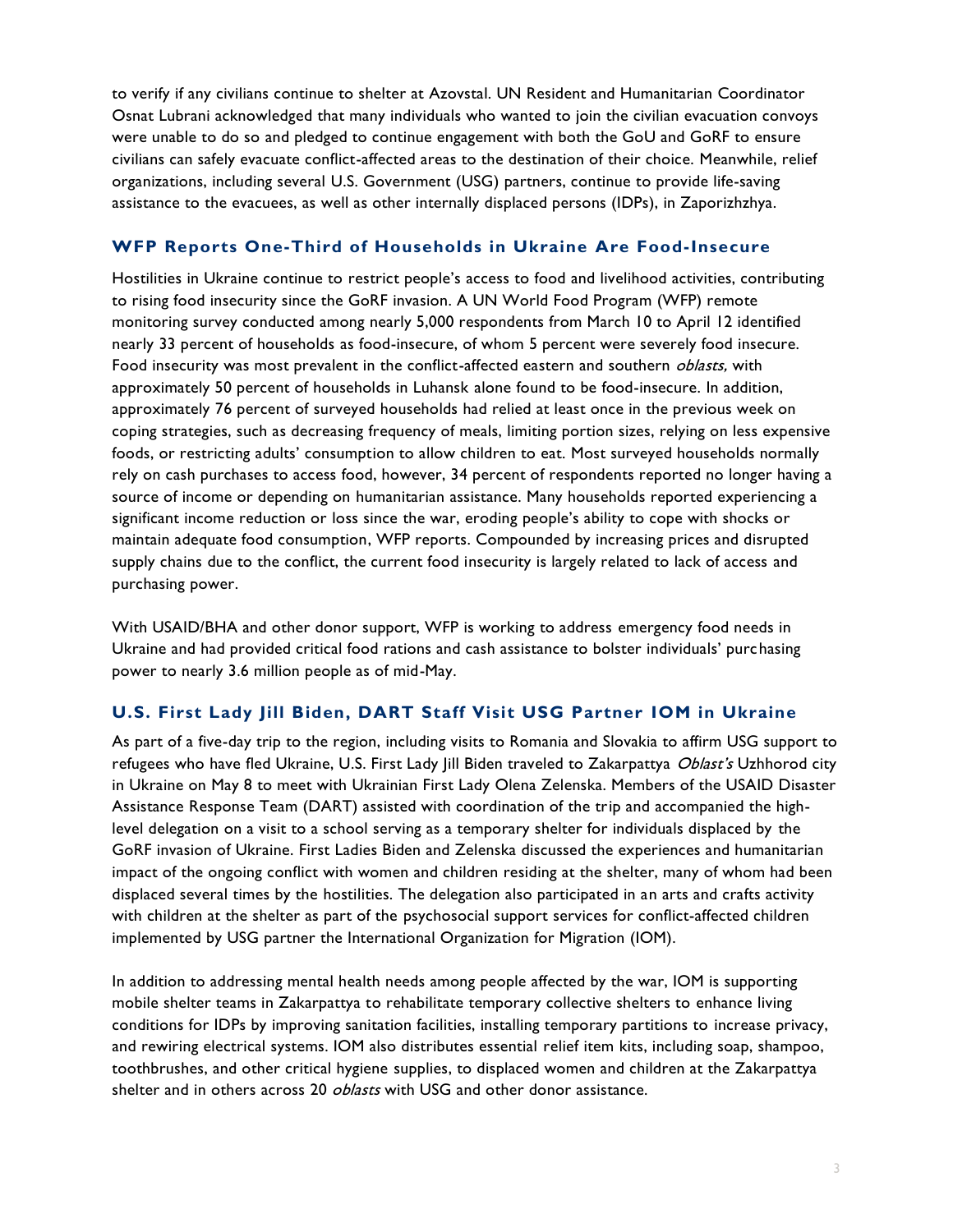to verify if any civilians continue to shelter at Azovstal. UN Resident and Humanitarian Coordinator Osnat Lubrani acknowledged that many individuals who wanted to join the civilian evacuation convoys were unable to do so and pledged to continue engagement with both the GoU and GoRF to ensure civilians can safely evacuate conflict-affected areas to the destination of their choice. Meanwhile, relief organizations, including several U.S. Government (USG) partners, continue to provide life-saving assistance to the evacuees, as well as other internally displaced persons (IDPs), in Zaporizhzhya.

## WFP Reports One-Third of Households in Ukraine Are Food-Insecure

Hostilities in Ukraine continue to restrict people's access to food and livelihood activities, contributing to rising food insecurity since the GoRF invasion. A UN World Food Program (WFP) remote monitoring survey conducted among nearly 5,000 respondents from March 10 to April 12 identified nearly 33 percent of households as food-insecure, of whom 5 percent were severely food insecure. Food insecurity was most prevalent in the conflict-affected eastern and southern *oblasts,* with approximately 50 percent of households in Luhansk alone found to be food-insecure. In addition, approximately 76 percent of surveyed households had relied at least once in the previous week on coping strategies, such as decreasing frequency of meals, limiting portion sizes, relying on less expensive foods, or restricting adults' consumption to allow children to eat. Most surveyed households normally rely on cash purchases to access food, however, 34 percent of respondents reported no longer having a source of income or depending on humanitarian assistance. Many households reported experiencing a significant income reduction or loss since the war, eroding people's ability to cope with shocks or maintain adequate food consumption, WFP reports. Compounded by increasing prices and disrupted supply chains due to the conflict, the current food insecurity is largely related to lack of access and purchasing power.

With USAID/BHA and other donor support, WFP is working to address emergency food needs in Ukraine and had provided critical food rations and cash assistance to bolster individuals' purchasing power to nearly 3.6 million people as of mid-May.

## U.S. First Lady Jill Biden, DART Staff Visit USG Partner IOM in Ukraine

As part of a five-day trip to the region, including visits to Romania and Slovakia to affirm USG support to refugees who have fled Ukraine, U.S. First Lady Jill Biden traveled to Zakarpattya *Oblast's* Uzhhorod city in Ukraine on May 8 to meet with Ukrainian First Lady Olena Zelenska. Members of the USAID Disaster Assistance Response Team (DART) assisted with coordination of the trip and accompanied the high-level delegation on a visit to a school serving as a temporary shelter for individuals displaced by the GoRF invasion of Ukraine. First Ladies Biden and Zelenska discussed the experiences and humanitarian impact of the ongoing conflict with women and children residing at the shelter, many of whom had been displaced several times by the hostilities. The delegation also participated in an arts and crafts activity with children at the shelter as part of the psychosocial support services for conflict-affected children implemented by USG partner the International Organization for Migration (IOM).

In addition to addressing mental health needs among people affected by the war, IOM is supporting mobile shelter teams in Zakarpattya to rehabilitate temporary collective shelters to enhance living conditions for IDPs by improving sanitation facilities, installing temporary partitions to increase privacy, and rewiring electrical systems. IOM also distributes essential relief item kits, including soap, shampoo, toothbrushes, and other critical hygiene supplies, to displaced women and children at the Zakarpattya shelter and in others across 20 *oblasts* with USG and other donor assistance.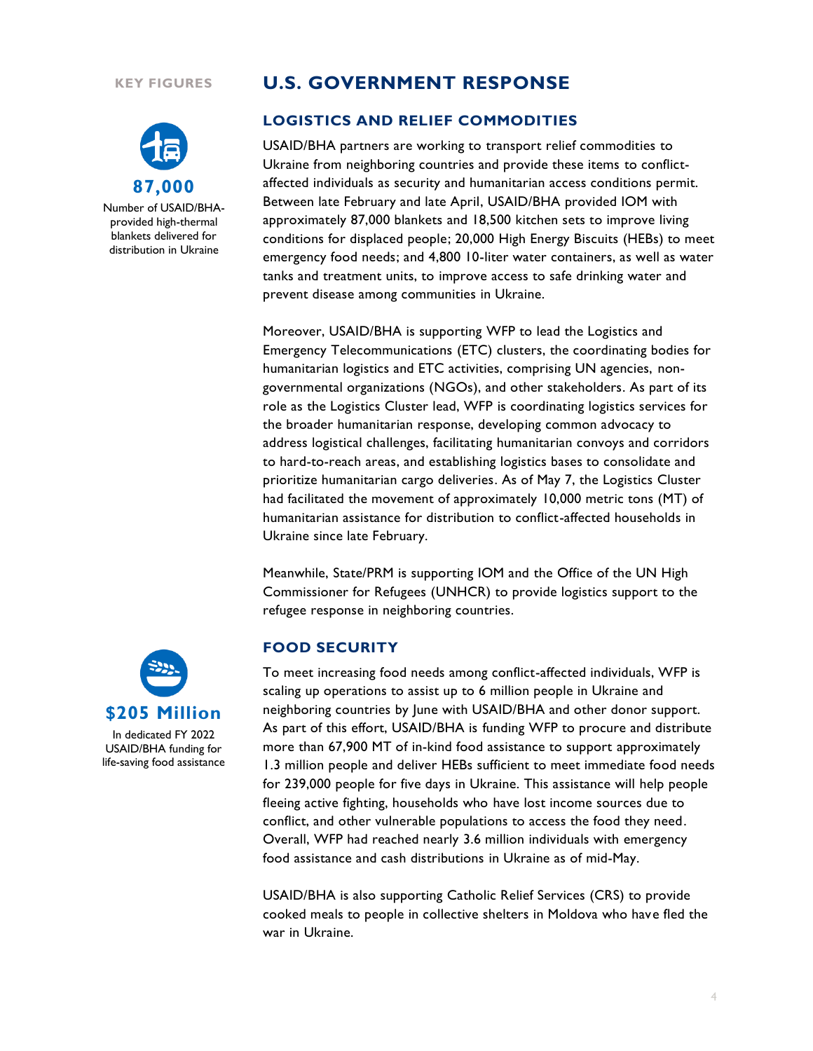**KEY FIGURES**

**87,000**

Number of USAID/BHA-provided high-thermal blankets delivered for distribution in Ukraine

**$205 Million**

In dedicated FY 2022 USAID/BHA funding for life-saving food assistance

# U.S. GOVERNMENT RESPONSE

## LOGISTICS AND RELIEF COMMODITIES

USAID/BHA partners are working to transport relief commodities to Ukraine from neighboring countries and provide these items to conflict-affected individuals as security and humanitarian access conditions permit. Between late February and late April, USAID/BHA provided IOM with approximately 87,000 blankets and 18,500 kitchen sets to improve living conditions for displaced people; 20,000 High Energy Biscuits (HEBs) to meet emergency food needs; and 4,800 10-liter water containers, as well as water tanks and treatment units, to improve access to safe drinking water and prevent disease among communities in Ukraine.

Moreover, USAID/BHA is supporting WFP to lead the Logistics and Emergency Telecommunications (ETC) clusters, the coordinating bodies for humanitarian logistics and ETC activities, comprising UN agencies, non-governmental organizations (NGOs), and other stakeholders. As part of its role as the Logistics Cluster lead, WFP is coordinating logistics services for the broader humanitarian response, developing common advocacy to address logistical challenges, facilitating humanitarian convoys and corridors to hard-to-reach areas, and establishing logistics bases to consolidate and prioritize humanitarian cargo deliveries. As of May 7, the Logistics Cluster had facilitated the movement of approximately 10,000 metric tons (MT) of humanitarian assistance for distribution to conflict-affected households in Ukraine since late February.

Meanwhile, State/PRM is supporting IOM and the Office of the UN High Commissioner for Refugees (UNHCR) to provide logistics support to the refugee response in neighboring countries.

## FOOD SECURITY

To meet increasing food needs among conflict-affected individuals, WFP is scaling up operations to assist up to 6 million people in Ukraine and neighboring countries by June with USAID/BHA and other donor support. As part of this effort, USAID/BHA is funding WFP to procure and distribute more than 67,900 MT of in-kind food assistance to support approximately 1.3 million people and deliver HEBs sufficient to meet immediate food needs for 239,000 people for five days in Ukraine. This assistance will help people fleeing active fighting, households who have lost income sources due to conflict, and other vulnerable populations to access the food they need. Overall, WFP had reached nearly 3.6 million individuals with emergency food assistance and cash distributions in Ukraine as of mid-May.

USAID/BHA is also supporting Catholic Relief Services (CRS) to provide cooked meals to people in collective shelters in Moldova who have fled the war in Ukraine.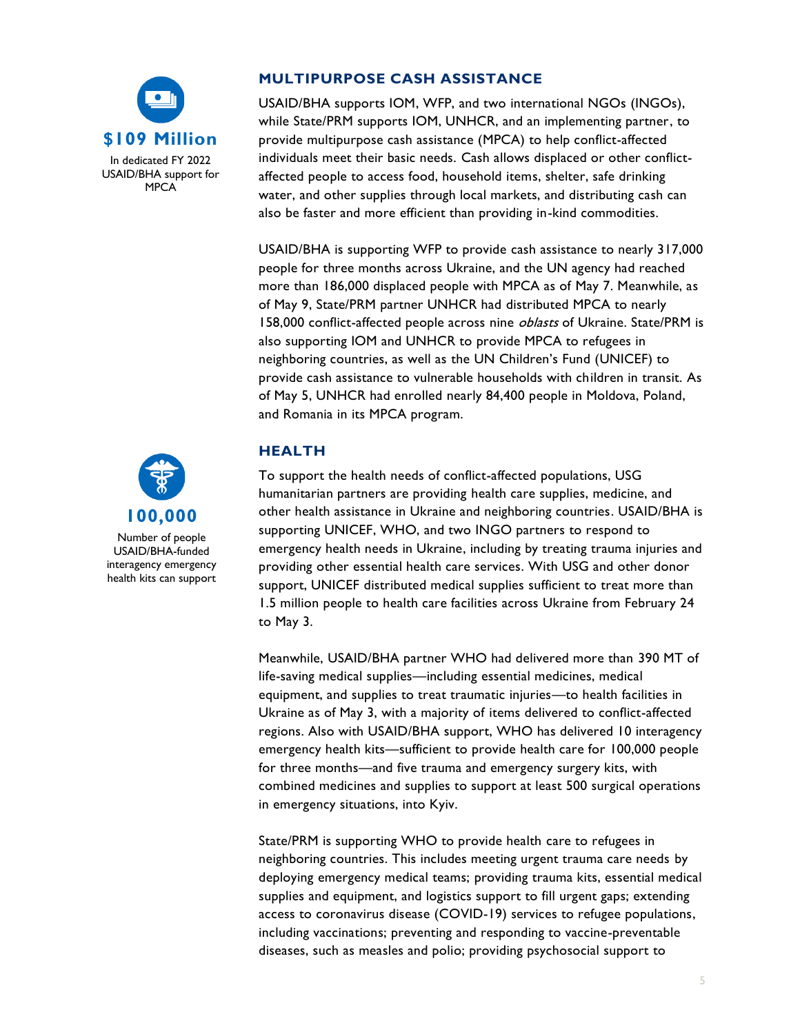**$109 Million**

In dedicated FY 2022 USAID/BHA support for MPCA

## MULTIPURPOSE CASH ASSISTANCE

USAID/BHA supports IOM, WFP, and two international NGOs (INGOs), while State/PRM supports IOM, UNHCR, and an implementing partner, to provide multipurpose cash assistance (MPCA) to help conflict-affected individuals meet their basic needs. Cash allows displaced or other conflict-affected people to access food, household items, shelter, safe drinking water, and other supplies through local markets, and distributing cash can also be faster and more efficient than providing in-kind commodities.

USAID/BHA is supporting WFP to provide cash assistance to nearly 317,000 people for three months across Ukraine, and the UN agency had reached more than 186,000 displaced people with MPCA as of May 7. Meanwhile, as of May 9, State/PRM partner UNHCR had distributed MPCA to nearly 158,000 conflict-affected people across nine *oblasts* of Ukraine. State/PRM is also supporting IOM and UNHCR to provide MPCA to refugees in neighboring countries, as well as the UN Children's Fund (UNICEF) to provide cash assistance to vulnerable households with children in transit. As of May 5, UNHCR had enrolled nearly 84,400 people in Moldova, Poland, and Romania in its MPCA program.

**100,000**

Number of people USAID/BHA-funded interagency emergency health kits can support

## HEALTH

To support the health needs of conflict-affected populations, USG humanitarian partners are providing health care supplies, medicine, and other health assistance in Ukraine and neighboring countries. USAID/BHA is supporting UNICEF, WHO, and two INGO partners to respond to emergency health needs in Ukraine, including by treating trauma injuries and providing other essential health care services. With USG and other donor support, UNICEF distributed medical supplies sufficient to treat more than 1.5 million people to health care facilities across Ukraine from February 24 to May 3.

Meanwhile, USAID/BHA partner WHO had delivered more than 390 MT of life-saving medical supplies—including essential medicines, medical equipment, and supplies to treat traumatic injuries—to health facilities in Ukraine as of May 3, with a majority of items delivered to conflict-affected regions. Also with USAID/BHA support, WHO has delivered 10 interagency emergency health kits—sufficient to provide health care for 100,000 people for three months—and five trauma and emergency surgery kits, with combined medicines and supplies to support at least 500 surgical operations in emergency situations, into Kyiv.

State/PRM is supporting WHO to provide health care to refugees in neighboring countries. This includes meeting urgent trauma care needs by deploying emergency medical teams; providing trauma kits, essential medical supplies and equipment, and logistics support to fill urgent gaps; extending access to coronavirus disease (COVID-19) services to refugee populations, including vaccinations; preventing and responding to vaccine-preventable diseases, such as measles and polio; providing psychosocial support to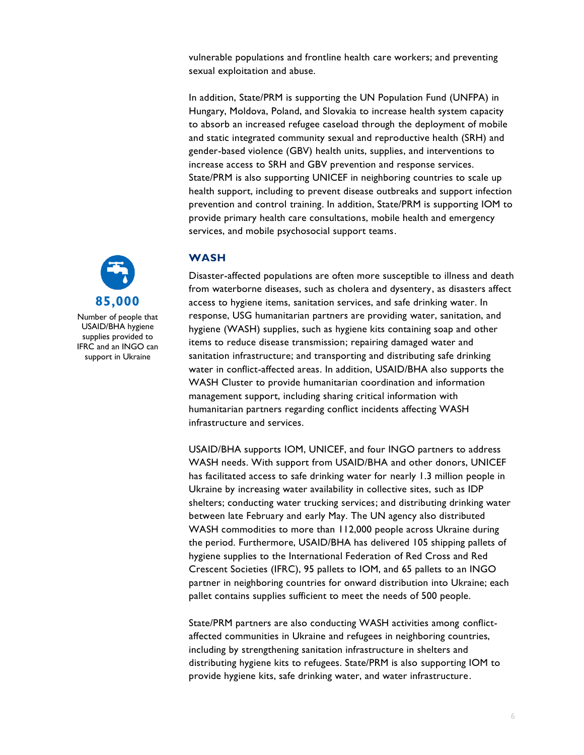vulnerable populations and frontline health care workers; and preventing sexual exploitation and abuse.

In addition, State/PRM is supporting the UN Population Fund (UNFPA) in Hungary, Moldova, Poland, and Slovakia to increase health system capacity to absorb an increased refugee caseload through the deployment of mobile and static integrated community sexual and reproductive health (SRH) and gender-based violence (GBV) health units, supplies, and interventions to increase access to SRH and GBV prevention and response services. State/PRM is also supporting UNICEF in neighboring countries to scale up health support, including to prevent disease outbreaks and support infection prevention and control training. In addition, State/PRM is supporting IOM to provide primary health care consultations, mobile health and emergency services, and mobile psychosocial support teams.

## WASH

**85,000**

Number of people that USAID/BHA hygiene supplies provided to IFRC and an INGO can support in Ukraine

Disaster-affected populations are often more susceptible to illness and death from waterborne diseases, such as cholera and dysentery, as disasters affect access to hygiene items, sanitation services, and safe drinking water. In response, USG humanitarian partners are providing water, sanitation, and hygiene (WASH) supplies, such as hygiene kits containing soap and other items to reduce disease transmission; repairing damaged water and sanitation infrastructure; and transporting and distributing safe drinking water in conflict-affected areas. In addition, USAID/BHA also supports the WASH Cluster to provide humanitarian coordination and information management support, including sharing critical information with humanitarian partners regarding conflict incidents affecting WASH infrastructure and services.

USAID/BHA supports IOM, UNICEF, and four INGO partners to address WASH needs. With support from USAID/BHA and other donors, UNICEF has facilitated access to safe drinking water for nearly 1.3 million people in Ukraine by increasing water availability in collective sites, such as IDP shelters; conducting water trucking services; and distributing drinking water between late February and early May. The UN agency also distributed WASH commodities to more than 112,000 people across Ukraine during the period. Furthermore, USAID/BHA has delivered 105 shipping pallets of hygiene supplies to the International Federation of Red Cross and Red Crescent Societies (IFRC), 95 pallets to IOM, and 65 pallets to an INGO partner in neighboring countries for onward distribution into Ukraine; each pallet contains supplies sufficient to meet the needs of 500 people.

State/PRM partners are also conducting WASH activities among conflict-affected communities in Ukraine and refugees in neighboring countries, including by strengthening sanitation infrastructure in shelters and distributing hygiene kits to refugees. State/PRM is also supporting IOM to provide hygiene kits, safe drinking water, and water infrastructure.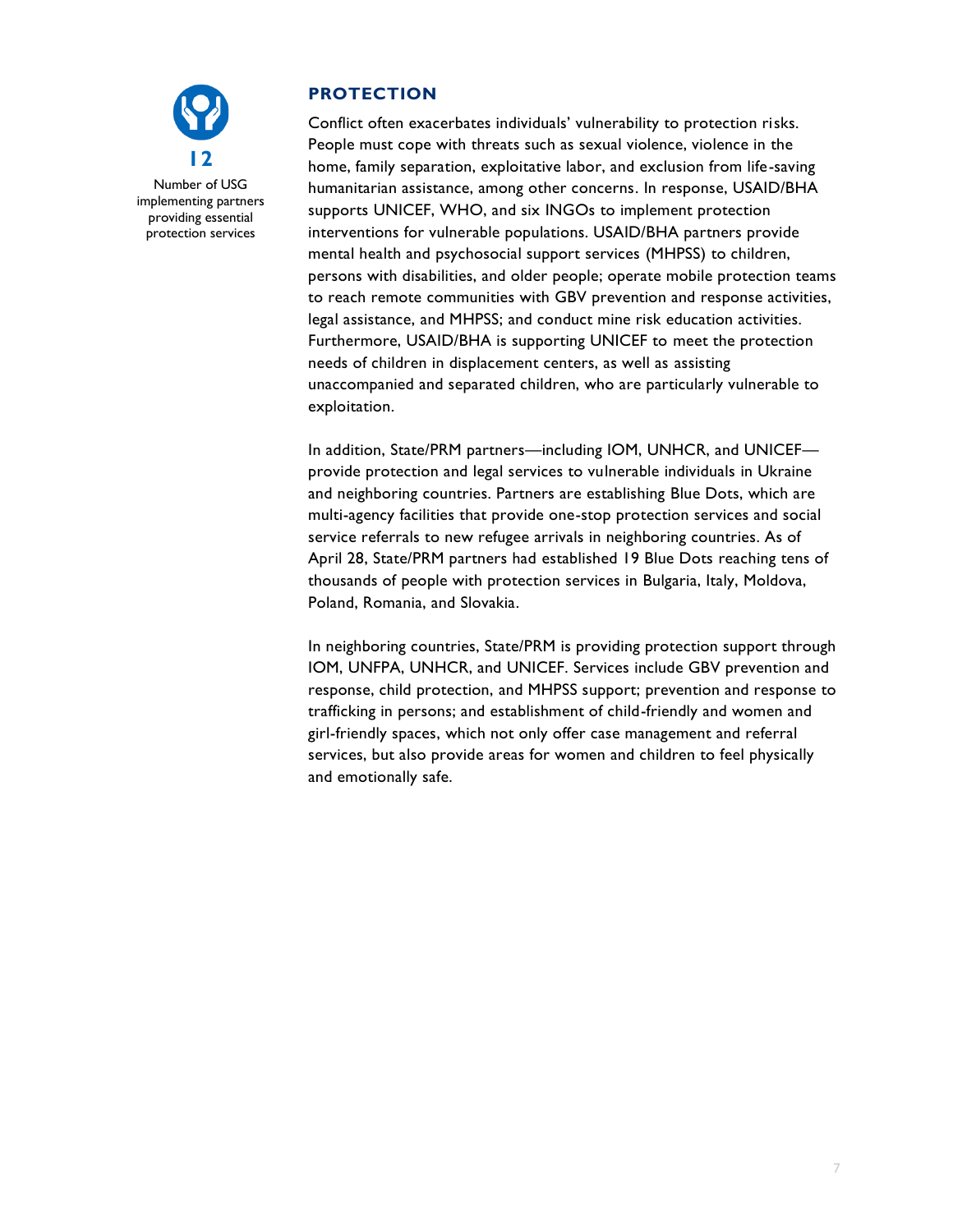**12**

Number of USG implementing partners providing essential protection services

## PROTECTION

Conflict often exacerbates individuals' vulnerability to protection risks. People must cope with threats such as sexual violence, violence in the home, family separation, exploitative labor, and exclusion from life-saving humanitarian assistance, among other concerns. In response, USAID/BHA supports UNICEF, WHO, and six INGOs to implement protection interventions for vulnerable populations. USAID/BHA partners provide mental health and psychosocial support services (MHPSS) to children, persons with disabilities, and older people; operate mobile protection teams to reach remote communities with GBV prevention and response activities, legal assistance, and MHPSS; and conduct mine risk education activities. Furthermore, USAID/BHA is supporting UNICEF to meet the protection needs of children in displacement centers, as well as assisting unaccompanied and separated children, who are particularly vulnerable to exploitation.

In addition, State/PRM partners—including IOM, UNHCR, and UNICEF—provide protection and legal services to vulnerable individuals in Ukraine and neighboring countries. Partners are establishing Blue Dots, which are multi-agency facilities that provide one-stop protection services and social service referrals to new refugee arrivals in neighboring countries. As of April 28, State/PRM partners had established 19 Blue Dots reaching tens of thousands of people with protection services in Bulgaria, Italy, Moldova, Poland, Romania, and Slovakia.

In neighboring countries, State/PRM is providing protection support through IOM, UNFPA, UNHCR, and UNICEF. Services include GBV prevention and response, child protection, and MHPSS support; prevention and response to trafficking in persons; and establishment of child-friendly and women and girl-friendly spaces, which not only offer case management and referral services, but also provide areas for women and children to feel physically and emotionally safe.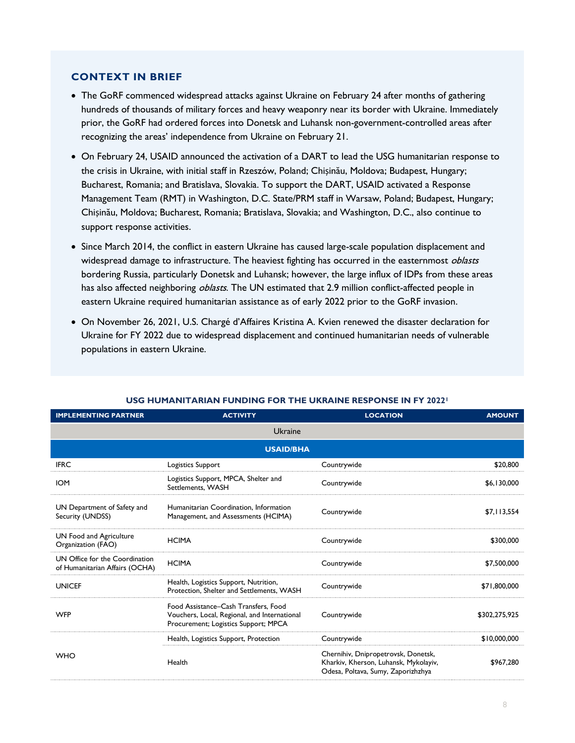## CONTEXT IN BRIEF

- The GoRF commenced widespread attacks against Ukraine on February 24 after months of gathering hundreds of thousands of military forces and heavy weaponry near its border with Ukraine. Immediately prior, the GoRF had ordered forces into Donetsk and Luhansk non-government-controlled areas after recognizing the areas' independence from Ukraine on February 21.
- On February 24, USAID announced the activation of a DART to lead the USG humanitarian response to the crisis in Ukraine, with initial staff in Rzeszów, Poland; Chișinău, Moldova; Budapest, Hungary; Bucharest, Romania; and Bratislava, Slovakia. To support the DART, USAID activated a Response Management Team (RMT) in Washington, D.C. State/PRM staff in Warsaw, Poland; Budapest, Hungary; Chișinău, Moldova; Bucharest, Romania; Bratislava, Slovakia; and Washington, D.C., also continue to support response activities.
- Since March 2014, the conflict in eastern Ukraine has caused large-scale population displacement and widespread damage to infrastructure. The heaviest fighting has occurred in the easternmost *oblasts* bordering Russia, particularly Donetsk and Luhansk; however, the large influx of IDPs from these areas has also affected neighboring *oblasts*. The UN estimated that 2.9 million conflict-affected people in eastern Ukraine required humanitarian assistance as of early 2022 prior to the GoRF invasion.
- On November 26, 2021, U.S. Chargé d'Affaires Kristina A. Kvien renewed the disaster declaration for Ukraine for FY 2022 due to widespread displacement and continued humanitarian needs of vulnerable populations in eastern Ukraine.

### USG HUMANITARIAN FUNDING FOR THE UKRAINE RESPONSE IN FY 2022[1]

| IMPLEMENTING PARTNER | ACTIVITY | LOCATION | AMOUNT |
|---|---|---|---|
| | Ukraine | | |
| | USAID/BHA | | |
| IFRC | Logistics Support | Countrywide | $20,800 |
| IOM | Logistics Support, MPCA, Shelter and Settlements, WASH | Countrywide | $6,130,000 |
| UN Department of Safety and Security (UNDSS) | Humanitarian Coordination, Information Management, and Assessments (HCIMA) | Countrywide | $7,113,554 |
| UN Food and Agriculture Organization (FAO) | HCIMA | Countrywide | $300,000 |
| UN Office for the Coordination of Humanitarian Affairs (OCHA) | HCIMA | Countrywide | $7,500,000 |
| UNICEF | Health, Logistics Support, Nutrition, Protection, Shelter and Settlements, WASH | Countrywide | $71,800,000 |
| WFP | Food Assistance–Cash Transfers, Food Vouchers, Local, Regional, and International Procurement; Logistics Support; MPCA | Countrywide | $302,275,925 |
| WHO | Health, Logistics Support, Protection | Countrywide | $10,000,000 |
| | Health | Chernihiv, Dnipropetrovsk, Donetsk, Kharkiv, Kherson, Luhansk, Mykolayiv, Odesa, Poltava, Sumy, Zaporizhzhya | $967,280 |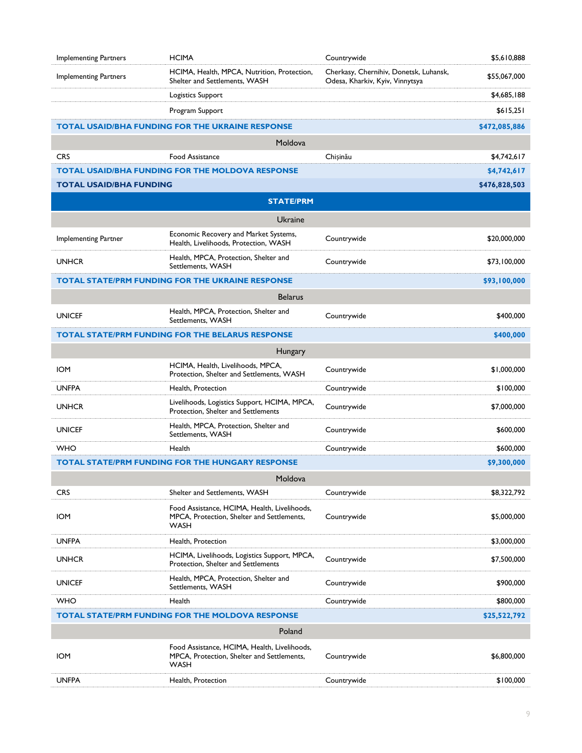| | | | |
|---|---|---|---|
| Implementing Partners | HCIMA | Countrywide | $5,610,888 |
| Implementing Partners | HCIMA, Health, MPCA, Nutrition, Protection, Shelter and Settlements, WASH | Cherkasy, Chernihiv, Donetsk, Luhansk, Odesa, Kharkiv, Kyiv, Vinnytsya | $55,067,000 |
| | Logistics Support | | $4,685,188 |
| | Program Support | | $615,251 |
| **TOTAL USAID/BHA FUNDING FOR THE UKRAINE RESPONSE** | | | **$472,085,886** |
| | | Moldova | |
| CRS | Food Assistance | Chișinău | $4,742,617 |
| **TOTAL USAID/BHA FUNDING FOR THE MOLDOVA RESPONSE** | | | **$4,742,617** |
| **TOTAL USAID/BHA FUNDING** | | | **$476,828,503** |
| | | **STATE/PRM** | |
| | | Ukraine | |
| Implementing Partner | Economic Recovery and Market Systems, Health, Livelihoods, Protection, WASH | Countrywide | $20,000,000 |
| UNHCR | Health, MPCA, Protection, Shelter and Settlements, WASH | Countrywide | $73,100,000 |
| **TOTAL STATE/PRM FUNDING FOR THE UKRAINE RESPONSE** | | | **$93,100,000** |
| | | Belarus | |
| UNICEF | Health, MPCA, Protection, Shelter and Settlements, WASH | Countrywide | $400,000 |
| **TOTAL STATE/PRM FUNDING FOR THE BELARUS RESPONSE** | | | **$400,000** |
| | | Hungary | |
| IOM | HCIMA, Health, Livelihoods, MPCA, Protection, Shelter and Settlements, WASH | Countrywide | $1,000,000 |
| UNFPA | Health, Protection | Countrywide | $100,000 |
| UNHCR | Livelihoods, Logistics Support, HCIMA, MPCA, Protection, Shelter and Settlements | Countrywide | $7,000,000 |
| UNICEF | Health, MPCA, Protection, Shelter and Settlements, WASH | Countrywide | $600,000 |
| WHO | Health | Countrywide | $600,000 |
| **TOTAL STATE/PRM FUNDING FOR THE HUNGARY RESPONSE** | | | **$9,300,000** |
| | | Moldova | |
| CRS | Shelter and Settlements, WASH | Countrywide | $8,322,792 |
| IOM | Food Assistance, HCIMA, Health, Livelihoods, MPCA, Protection, Shelter and Settlements, WASH | Countrywide | $5,000,000 |
| UNFPA | Health, Protection | | $3,000,000 |
| UNHCR | HCIMA, Livelihoods, Logistics Support, MPCA, Protection, Shelter and Settlements | Countrywide | $7,500,000 |
| UNICEF | Health, MPCA, Protection, Shelter and Settlements, WASH | Countrywide | $900,000 |
| WHO | Health | Countrywide | $800,000 |
| **TOTAL STATE/PRM FUNDING FOR THE MOLDOVA RESPONSE** | | | **$25,522,792** |
| | | Poland | |
| IOM | Food Assistance, HCIMA, Health, Livelihoods, MPCA, Protection, Shelter and Settlements, WASH | Countrywide | $6,800,000 |
| UNFPA | Health, Protection | Countrywide | $100,000 |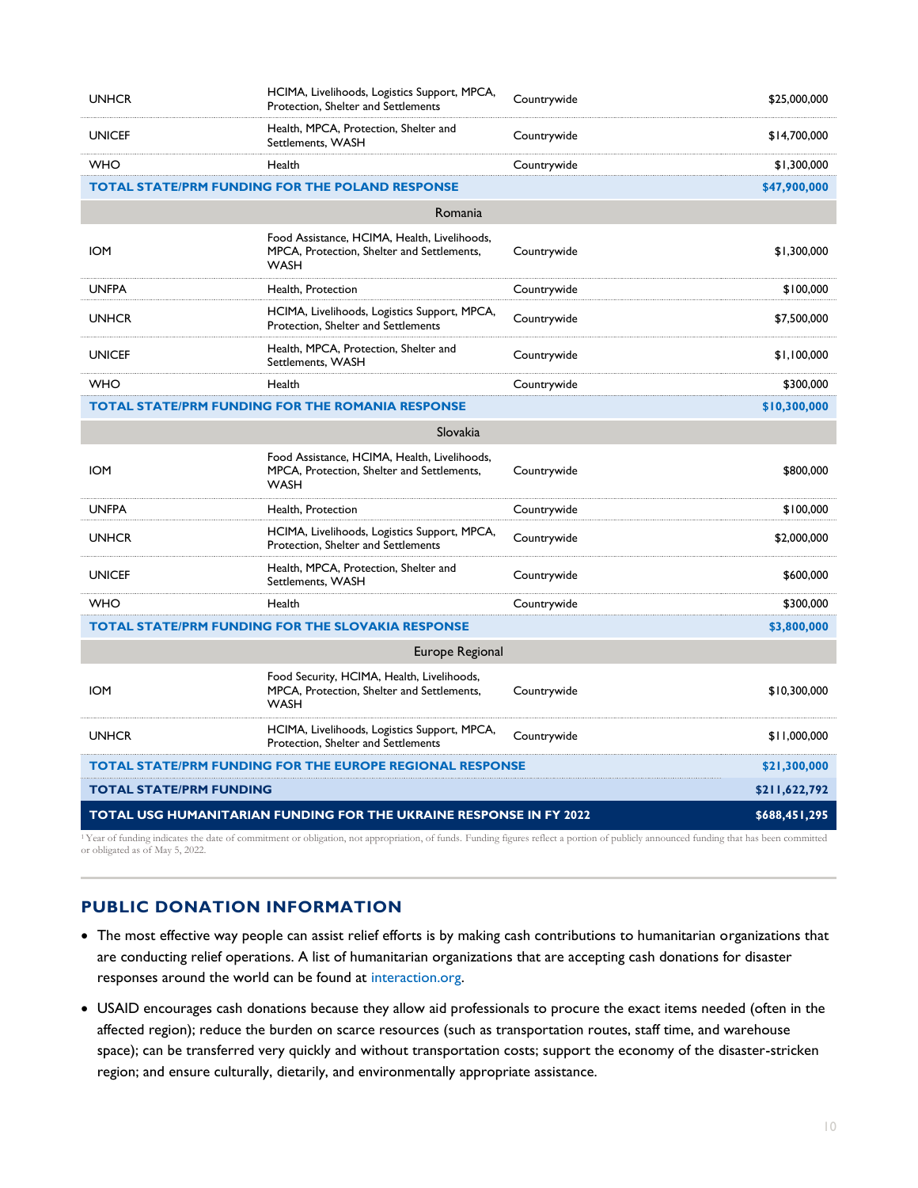| | | | |
|---|---|---|---|
| UNHCR | HCIMA, Livelihoods, Logistics Support, MPCA, Protection, Shelter and Settlements | Countrywide | $25,000,000 |
| UNICEF | Health, MPCA, Protection, Shelter and Settlements, WASH | Countrywide | $14,700,000 |
| WHO | Health | Countrywide | $1,300,000 |
| **TOTAL STATE/PRM FUNDING FOR THE POLAND RESPONSE** | | | **$47,900,000** |
| | **Romania** | | |
| IOM | Food Assistance, HCIMA, Health, Livelihoods, MPCA, Protection, Shelter and Settlements, WASH | Countrywide | $1,300,000 |
| UNFPA | Health, Protection | Countrywide | $100,000 |
| UNHCR | HCIMA, Livelihoods, Logistics Support, MPCA, Protection, Shelter and Settlements | Countrywide | $7,500,000 |
| UNICEF | Health, MPCA, Protection, Shelter and Settlements, WASH | Countrywide | $1,100,000 |
| WHO | Health | Countrywide | $300,000 |
| **TOTAL STATE/PRM FUNDING FOR THE ROMANIA RESPONSE** | | | **$10,300,000** |
| | **Slovakia** | | |
| IOM | Food Assistance, HCIMA, Health, Livelihoods, MPCA, Protection, Shelter and Settlements, WASH | Countrywide | $800,000 |
| UNFPA | Health, Protection | Countrywide | $100,000 |
| UNHCR | HCIMA, Livelihoods, Logistics Support, MPCA, Protection, Shelter and Settlements | Countrywide | $2,000,000 |
| UNICEF | Health, MPCA, Protection, Shelter and Settlements, WASH | Countrywide | $600,000 |
| WHO | Health | Countrywide | $300,000 |
| **TOTAL STATE/PRM FUNDING FOR THE SLOVAKIA RESPONSE** | | | **$3,800,000** |
| | **Europe Regional** | | |
| IOM | Food Security, HCIMA, Health, Livelihoods, MPCA, Protection, Shelter and Settlements, WASH | Countrywide | $10,300,000 |
| UNHCR | HCIMA, Livelihoods, Logistics Support, MPCA, Protection, Shelter and Settlements | Countrywide | $11,000,000 |
| **TOTAL STATE/PRM FUNDING FOR THE EUROPE REGIONAL RESPONSE** | | | **$21,300,000** |
| **TOTAL STATE/PRM FUNDING** | | | **$211,622,792** |
| **TOTAL USG HUMANITARIAN FUNDING FOR THE UKRAINE RESPONSE IN FY 2022** | | | **$688,451,295** |

[1] Year of funding indicates the date of commitment or obligation, not appropriation, of funds. Funding figures reflect a portion of publicly announced funding that has been committed or obligated as of May 5, 2022.

## PUBLIC DONATION INFORMATION

- The most effective way people can assist relief efforts is by making cash contributions to humanitarian organizations that are conducting relief operations. A list of humanitarian organizations that are accepting cash donations for disaster responses around the world can be found at interaction.org.
- USAID encourages cash donations because they allow aid professionals to procure the exact items needed (often in the affected region); reduce the burden on scarce resources (such as transportation routes, staff time, and warehouse space); can be transferred very quickly and without transportation costs; support the economy of the disaster-stricken region; and ensure culturally, dietarily, and environmentally appropriate assistance.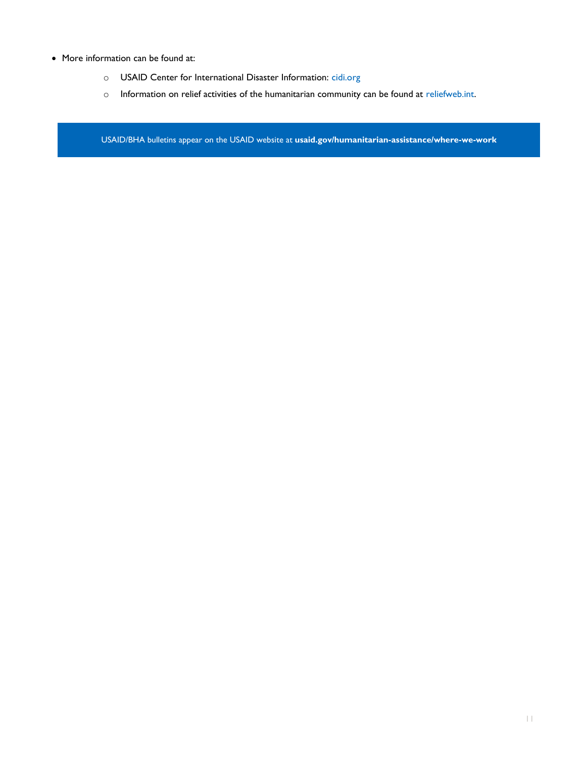- More information can be found at:
  - USAID Center for International Disaster Information: cidi.org
  - Information on relief activities of the humanitarian community can be found at reliefweb.int.

USAID/BHA bulletins appear on the USAID website at **usaid.gov/humanitarian-assistance/where-we-work**